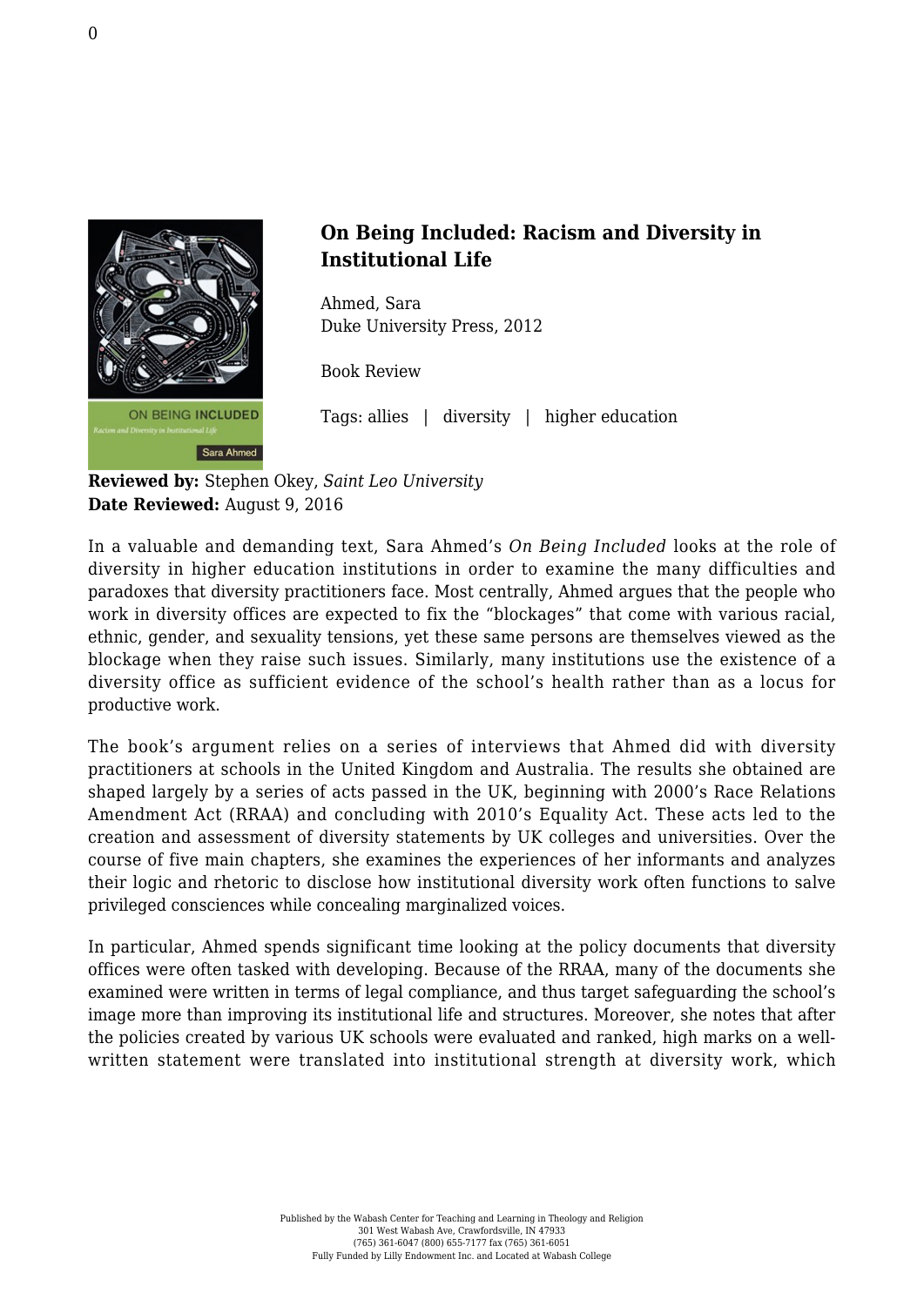## On Being Included: Racism and Diversity in Institutional Life

Ahmed, Sara
Duke University Press, 2012

Book Review

Tags: allies | diversity | higher education

**Reviewed by:** Stephen Okey, *Saint Leo University*
**Date Reviewed:** August 9, 2016

In a valuable and demanding text, Sara Ahmed's *On Being Included* looks at the role of diversity in higher education institutions in order to examine the many difficulties and paradoxes that diversity practitioners face. Most centrally, Ahmed argues that the people who work in diversity offices are expected to fix the "blockages" that come with various racial, ethnic, gender, and sexuality tensions, yet these same persons are themselves viewed as the blockage when they raise such issues. Similarly, many institutions use the existence of a diversity office as sufficient evidence of the school's health rather than as a locus for productive work.

The book's argument relies on a series of interviews that Ahmed did with diversity practitioners at schools in the United Kingdom and Australia. The results she obtained are shaped largely by a series of acts passed in the UK, beginning with 2000's Race Relations Amendment Act (RRAA) and concluding with 2010's Equality Act. These acts led to the creation and assessment of diversity statements by UK colleges and universities. Over the course of five main chapters, she examines the experiences of her informants and analyzes their logic and rhetoric to disclose how institutional diversity work often functions to salve privileged consciences while concealing marginalized voices.

In particular, Ahmed spends significant time looking at the policy documents that diversity offices were often tasked with developing. Because of the RRAA, many of the documents she examined were written in terms of legal compliance, and thus target safeguarding the school's image more than improving its institutional life and structures. Moreover, she notes that after the policies created by various UK schools were evaluated and ranked, high marks on a well-written statement were translated into institutional strength at diversity work, which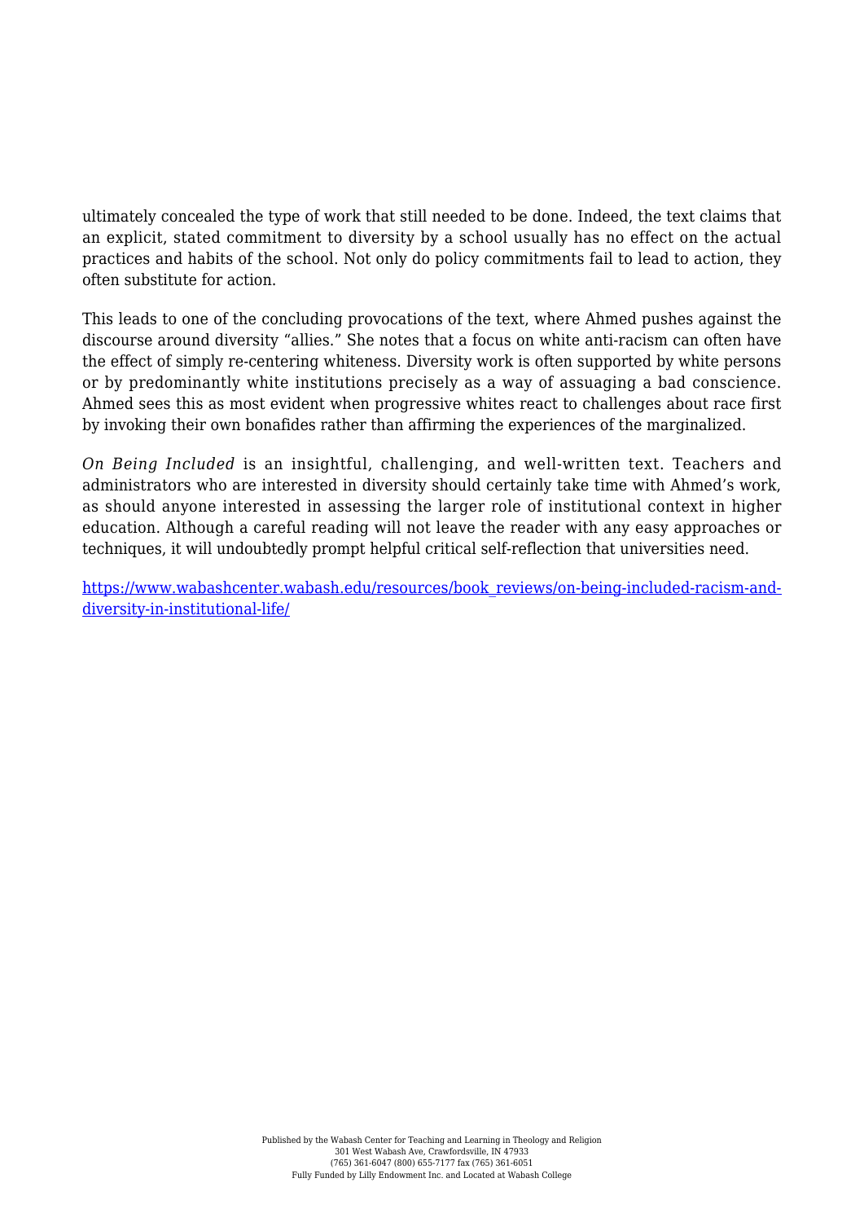ultimately concealed the type of work that still needed to be done. Indeed, the text claims that an explicit, stated commitment to diversity by a school usually has no effect on the actual practices and habits of the school. Not only do policy commitments fail to lead to action, they often substitute for action.

This leads to one of the concluding provocations of the text, where Ahmed pushes against the discourse around diversity "allies." She notes that a focus on white anti-racism can often have the effect of simply re-centering whiteness. Diversity work is often supported by white persons or by predominantly white institutions precisely as a way of assuaging a bad conscience. Ahmed sees this as most evident when progressive whites react to challenges about race first by invoking their own bonafides rather than affirming the experiences of the marginalized.

*On Being Included* is an insightful, challenging, and well-written text. Teachers and administrators who are interested in diversity should certainly take time with Ahmed's work, as should anyone interested in assessing the larger role of institutional context in higher education. Although a careful reading will not leave the reader with any easy approaches or techniques, it will undoubtedly prompt helpful critical self-reflection that universities need.

[https://www.wabashcenter.wabash.edu/resources/book_reviews/on-being-included-racism-and-diversity-in-institutional-life/](https://www.wabashcenter.wabash.edu/resources/book_reviews/on-being-included-racism-and-diversity-in-institutional-life/)

Published by the Wabash Center for Teaching and Learning in Theology and Religion
301 West Wabash Ave, Crawfordsville, IN 47933
(765) 361-6047 (800) 655-7177 fax (765) 361-6051
Fully Funded by Lilly Endowment Inc. and Located at Wabash College